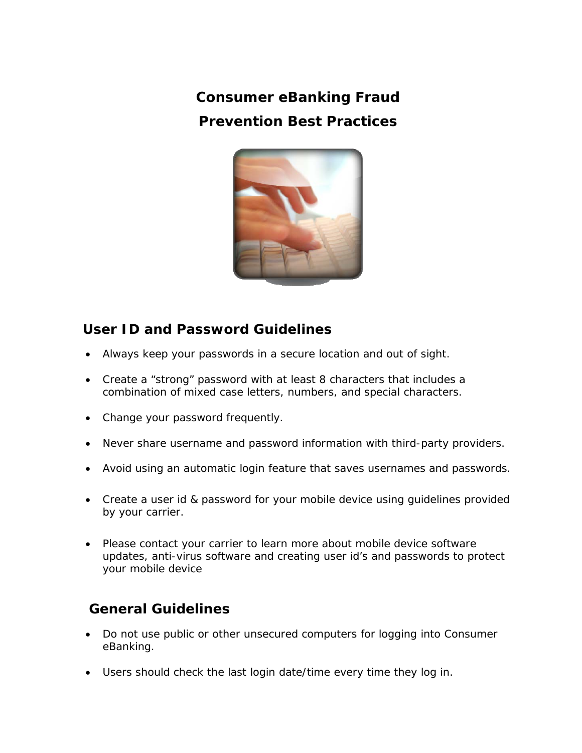# Consumer eBanking Fraud Prevention Best Practices

## User ID and Password Guidelines

- Always keep your passwords in a secure location and out of sight.
- Create a “strong” password with at least 8 characters that includes a combination of mixed case letters, numbers, and special characters.
- Change your password frequently.
- Never share username and password information with third-party providers.
- Avoid using an automatic login feature that saves usernames and passwords.
- Create a user id & password for your mobile device using guidelines provided by your carrier.
- Please contact your carrier to learn more about mobile device software updates, anti-virus software and creating user id’s and passwords to protect your mobile device

## General Guidelines

- Do not use public or other unsecured computers for logging into Consumer eBanking.
- Users should check the last login date/time every time they log in.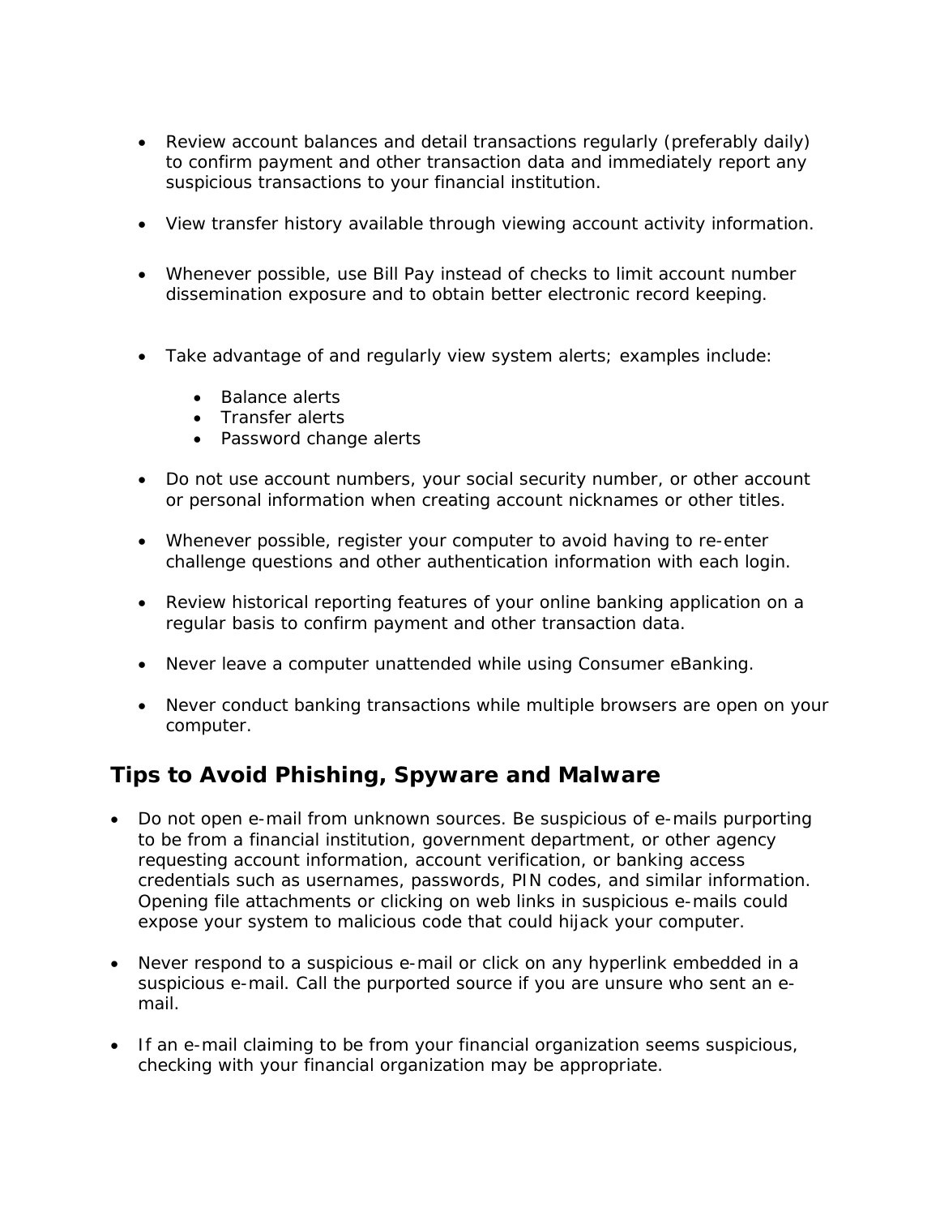- Review account balances and detail transactions regularly (preferably daily) to confirm payment and other transaction data and immediately report any suspicious transactions to your financial institution.

- View transfer history available through viewing account activity information.

- Whenever possible, use Bill Pay instead of checks to limit account number dissemination exposure and to obtain better electronic record keeping.

- Take advantage of and regularly view system alerts; examples include:

  - Balance alerts
  - Transfer alerts
  - Password change alerts

- Do not use account numbers, your social security number, or other account or personal information when creating account nicknames or other titles.

- Whenever possible, register your computer to avoid having to re-enter challenge questions and other authentication information with each login.

- Review historical reporting features of your online banking application on a regular basis to confirm payment and other transaction data.

- Never leave a computer unattended while using Consumer eBanking.

- Never conduct banking transactions while multiple browsers are open on your computer.

## Tips to Avoid Phishing, Spyware and Malware

- Do not open e-mail from unknown sources. Be suspicious of e-mails purporting to be from a financial institution, government department, or other agency requesting account information, account verification, or banking access credentials such as usernames, passwords, PIN codes, and similar information. Opening file attachments or clicking on web links in suspicious e-mails could expose your system to malicious code that could hijack your computer.

- Never respond to a suspicious e-mail or click on any hyperlink embedded in a suspicious e-mail. Call the purported source if you are unsure who sent an e-mail.

- If an e-mail claiming to be from your financial organization seems suspicious, checking with your financial organization may be appropriate.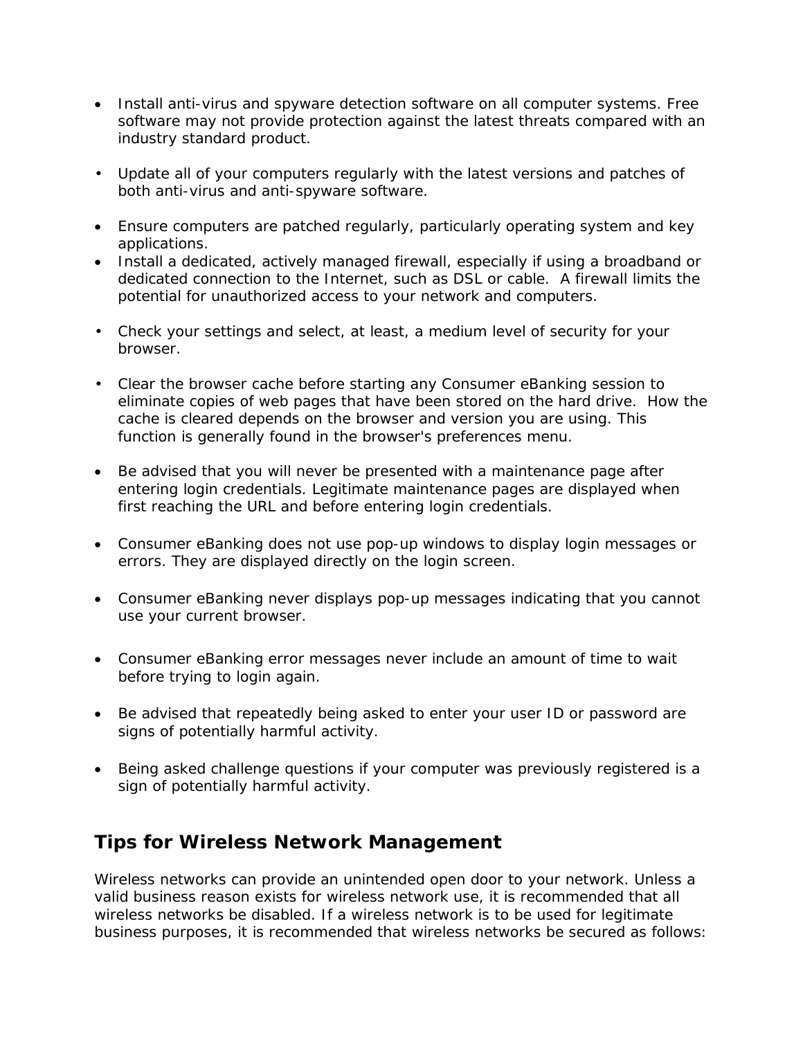- Install anti-virus and spyware detection software on all computer systems. Free software may not provide protection against the latest threats compared with an industry standard product.

- Update all of your computers regularly with the latest versions and patches of both anti-virus and anti-spyware software.

- Ensure computers are patched regularly, particularly operating system and key applications.
- Install a dedicated, actively managed firewall, especially if using a broadband or dedicated connection to the Internet, such as DSL or cable. A firewall limits the potential for unauthorized access to your network and computers.

- Check your settings and select, at least, a medium level of security for your browser.

- Clear the browser cache before starting any Consumer eBanking session to eliminate copies of web pages that have been stored on the hard drive. How the cache is cleared depends on the browser and version you are using. This function is generally found in the browser's preferences menu.

- Be advised that you will never be presented with a maintenance page after entering login credentials. Legitimate maintenance pages are displayed when first reaching the URL and before entering login credentials.

- Consumer eBanking does not use pop-up windows to display login messages or errors. They are displayed directly on the login screen.

- Consumer eBanking never displays pop-up messages indicating that you cannot use your current browser.

- Consumer eBanking error messages never include an amount of time to wait before trying to login again.

- Be advised that repeatedly being asked to enter your user ID or password are signs of potentially harmful activity.

- Being asked challenge questions if your computer was previously registered is a sign of potentially harmful activity.

## Tips for Wireless Network Management

Wireless networks can provide an unintended open door to your network. Unless a valid business reason exists for wireless network use, it is recommended that all wireless networks be disabled. If a wireless network is to be used for legitimate business purposes, it is recommended that wireless networks be secured as follows: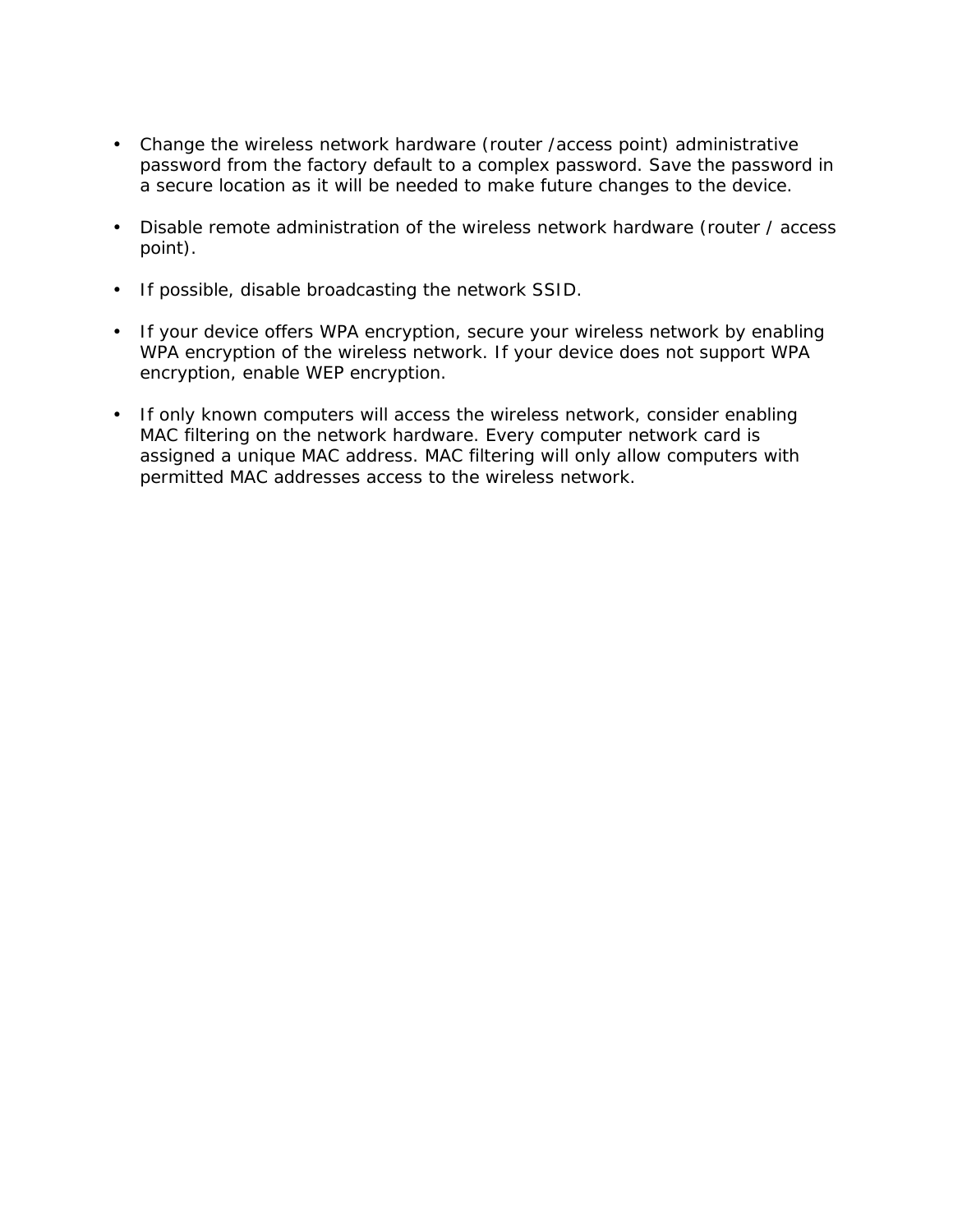- Change the wireless network hardware (router /access point) administrative password from the factory default to a complex password. Save the password in a secure location as it will be needed to make future changes to the device.

- Disable remote administration of the wireless network hardware (router / access point).

- If possible, disable broadcasting the network SSID.

- If your device offers WPA encryption, secure your wireless network by enabling WPA encryption of the wireless network. If your device does not support WPA encryption, enable WEP encryption.

- If only known computers will access the wireless network, consider enabling MAC filtering on the network hardware. Every computer network card is assigned a unique MAC address. MAC filtering will only allow computers with permitted MAC addresses access to the wireless network.